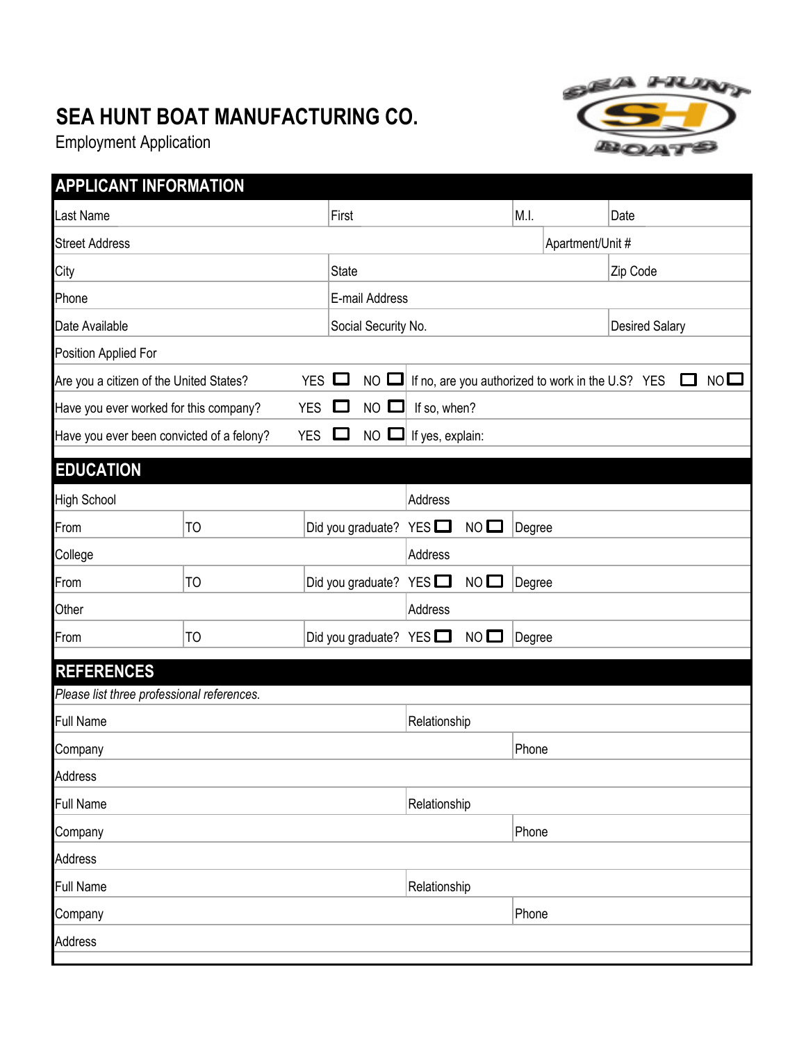# SEA HUNT BOAT MANUFACTURING CO.

Employment Application

## APPLICANT INFORMATION

| Last Name | First | M.I. | Date |
|---|---|---|---|
| Street Address | | Apartment/Unit # | |
| City | State | | Zip Code |
| Phone | E-mail Address | | |
| Date Available | Social Security No. | | Desired Salary |
| Position Applied For | | | |

Are you a citizen of the United States? YES ☐ NO ☐ If no, are you authorized to work in the U.S? YES ☐ NO ☐

Have you ever worked for this company? YES ☐ NO ☐ If so, when?

Have you ever been convicted of a felony? YES ☐ NO ☐ If yes, explain:

## EDUCATION

| High School | | Address | |
|---|---|---|---|
| From | TO | Did you graduate? YES ☐ NO ☐ | Degree |
| College | | Address | |
| From | TO | Did you graduate? YES ☐ NO ☐ | Degree |
| Other | | Address | |
| From | TO | Did you graduate? YES ☐ NO ☐ | Degree |

## REFERENCES

*Please list three professional references.*

| Full Name | Relationship |
|---|---|
| Company | Phone |
| Address | |
| Full Name | Relationship |
| Company | Phone |
| Address | |
| Full Name | Relationship |
| Company | Phone |
| Address | |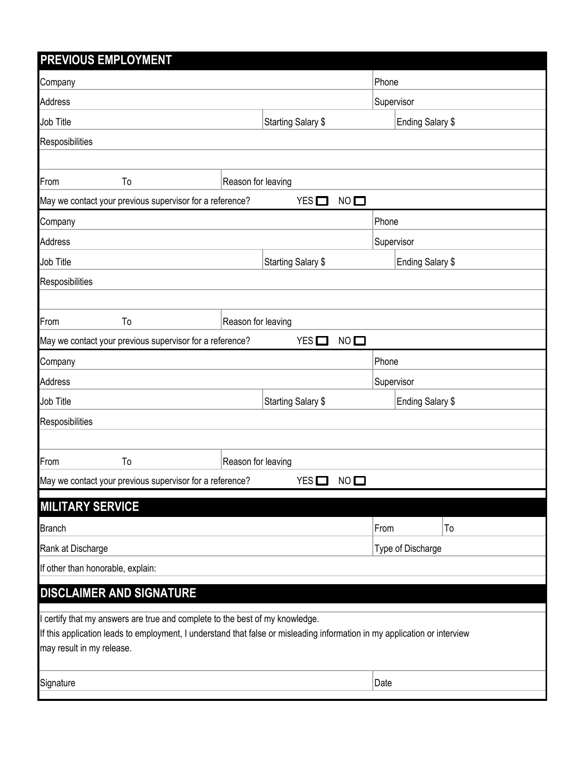## PREVIOUS EMPLOYMENT

| | | | |
|---|---|---|---|
| Company | | | Phone |
| Address | | | Supervisor |
| Job Title | | Starting Salary $ | Ending Salary $ |
| Resposibilities | | | |
| | | | |
| From | To | Reason for leaving | |
| May we contact your previous supervisor for a reference? | | YES ☐ NO ☐ | |

| | | | |
|---|---|---|---|
| Company | | | Phone |
| Address | | | Supervisor |
| Job Title | | Starting Salary $ | Ending Salary $ |
| Resposibilities | | | |
| | | | |
| From | To | Reason for leaving | |
| May we contact your previous supervisor for a reference? | | YES ☐ NO ☐ | |

| | | | |
|---|---|---|---|
| Company | | | Phone |
| Address | | | Supervisor |
| Job Title | | Starting Salary $ | Ending Salary $ |
| Resposibilities | | | |
| | | | |
| From | To | Reason for leaving | |
| May we contact your previous supervisor for a reference? | | YES ☐ NO ☐ | |

## MILITARY SERVICE

| | | |
|---|---|---|
| Branch | From | To |
| Rank at Discharge | Type of Discharge | |
| If other than honorable, explain: | | |

## DISCLAIMER AND SIGNATURE

I certify that my answers are true and complete to the best of my knowledge.
If this application leads to employment, I understand that false or misleading information in my application or interview may result in my release.

| | |
|---|---|
| Signature | Date |